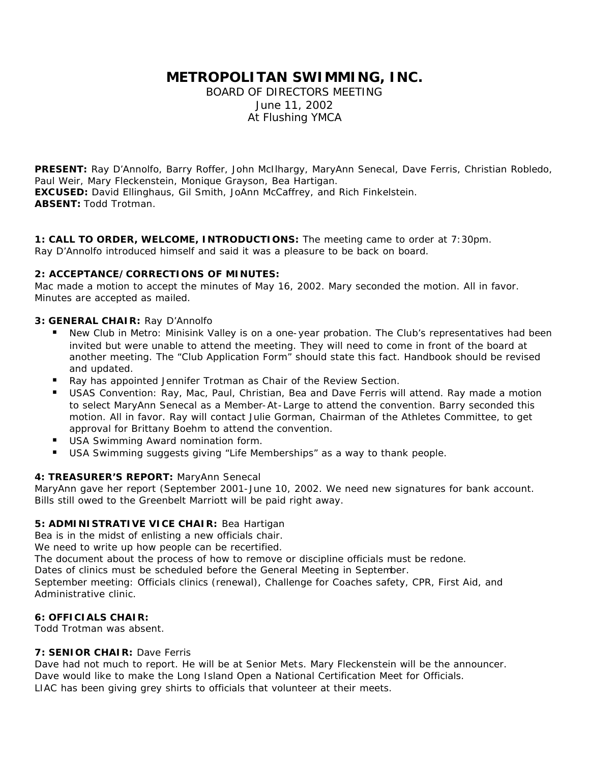# METROPOLITAN SWIMMING, INC.

BOARD OF DIRECTORS MEETING
June 11, 2002
At Flushing YMCA

**PRESENT:** Ray D'Annolfo, Barry Roffer, John McIlhargy, MaryAnn Senecal, Dave Ferris, Christian Robledo, Paul Weir, Mary Fleckenstein, Monique Grayson, Bea Hartigan.
**EXCUSED:** David Ellinghaus, Gil Smith, JoAnn McCaffrey, and Rich Finkelstein.
**ABSENT:** Todd Trotman.

**1: CALL TO ORDER, WELCOME, INTRODUCTIONS:** The meeting came to order at 7:30pm.
Ray D'Annolfo introduced himself and said it was a pleasure to be back on board.

**2: ACCEPTANCE/CORRECTIONS OF MINUTES:**
Mac made a motion to accept the minutes of May 16, 2002. Mary seconded the motion. All in favor. Minutes are accepted as mailed.

**3: GENERAL CHAIR:** Ray D'Annolfo

- New Club in Metro: Minisink Valley is on a one-year probation. The Club's representatives had been invited but were unable to attend the meeting. They will need to come in front of the board at another meeting. The "Club Application Form" should state this fact. Handbook should be revised and updated.
- Ray has appointed Jennifer Trotman as Chair of the Review Section.
- USAS Convention: Ray, Mac, Paul, Christian, Bea and Dave Ferris will attend. Ray made a motion to select MaryAnn Senecal as a Member-At-Large to attend the convention. Barry seconded this motion. All in favor. Ray will contact Julie Gorman, Chairman of the Athletes Committee, to get approval for Brittany Boehm to attend the convention.
- USA Swimming Award nomination form.
- USA Swimming suggests giving "Life Memberships" as a way to thank people.

**4: TREASURER'S REPORT:** MaryAnn Senecal
MaryAnn gave her report (September 2001-June 10, 2002. We need new signatures for bank account. Bills still owed to the Greenbelt Marriott will be paid right away.

**5: ADMINISTRATIVE VICE CHAIR:** Bea Hartigan
Bea is in the midst of enlisting a new officials chair.
We need to write up how people can be recertified.
The document about the process of how to remove or discipline officials must be redone.
Dates of clinics must be scheduled before the General Meeting in September.
September meeting: Officials clinics (renewal), Challenge for Coaches safety, CPR, First Aid, and Administrative clinic.

**6: OFFICIALS CHAIR:**
Todd Trotman was absent.

**7: SENIOR CHAIR:** Dave Ferris
Dave had not much to report. He will be at Senior Mets. Mary Fleckenstein will be the announcer.
Dave would like to make the Long Island Open a National Certification Meet for Officials.
LIAC has been giving grey shirts to officials that volunteer at their meets.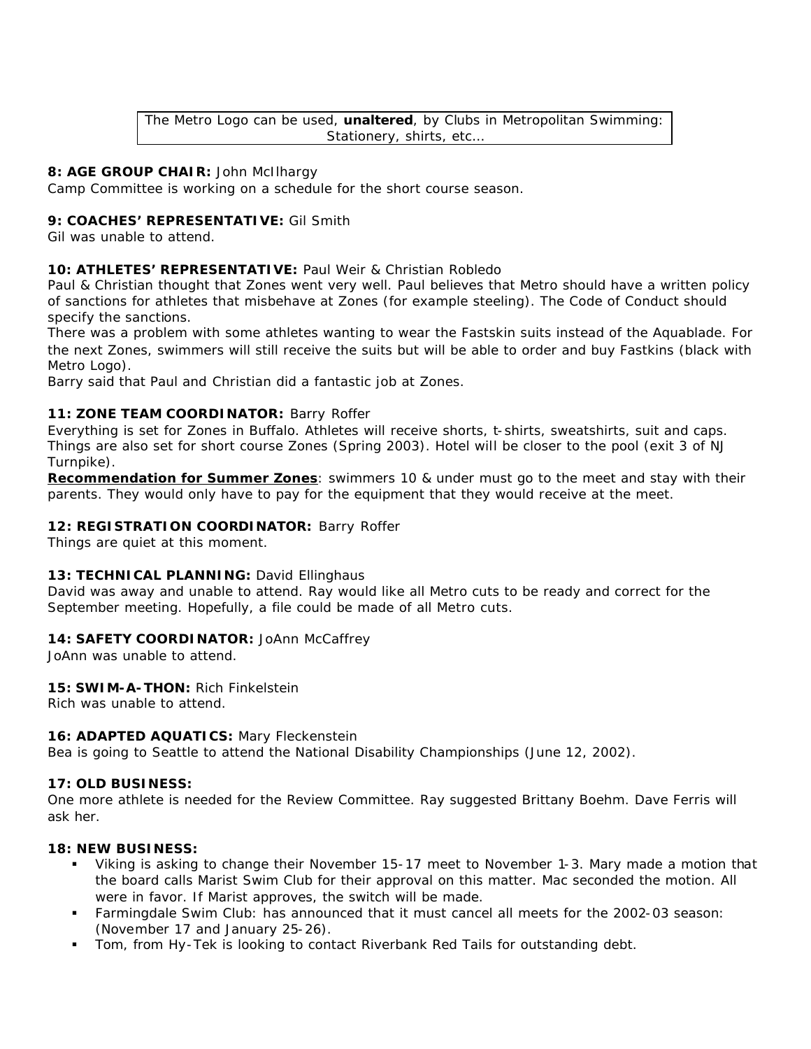The Metro Logo can be used, **unaltered**, by Clubs in Metropolitan Swimming: Stationery, shirts, etc…

**8: AGE GROUP CHAIR:** John McIlhargy
Camp Committee is working on a schedule for the short course season.

**9: COACHES' REPRESENTATIVE:** Gil Smith
Gil was unable to attend.

**10: ATHLETES' REPRESENTATIVE:** Paul Weir & Christian Robledo
Paul & Christian thought that Zones went very well. Paul believes that Metro should have a written policy of sanctions for athletes that misbehave at Zones (for example steeling). The Code of Conduct should specify the sanctions.
There was a problem with some athletes wanting to wear the Fastskin suits instead of the Aquablade. For the next Zones, swimmers will still receive the suits but will be able to order and buy Fastkins (black with Metro Logo).
Barry said that Paul and Christian did a fantastic job at Zones.

**11: ZONE TEAM COORDINATOR:** Barry Roffer
Everything is set for Zones in Buffalo. Athletes will receive shorts, t-shirts, sweatshirts, suit and caps. Things are also set for short course Zones (Spring 2003). Hotel will be closer to the pool (exit 3 of NJ Turnpike).
**Recommendation for Summer Zones**: swimmers 10 & under must go to the meet and stay with their parents. They would only have to pay for the equipment that they would receive at the meet.

**12: REGISTRATION COORDINATOR:** Barry Roffer
Things are quiet at this moment.

**13: TECHNICAL PLANNING:** David Ellinghaus
David was away and unable to attend. Ray would like all Metro cuts to be ready and correct for the September meeting. Hopefully, a file could be made of all Metro cuts.

**14: SAFETY COORDINATOR:** JoAnn McCaffrey
JoAnn was unable to attend.

**15: SWIM-A-THON:** Rich Finkelstein
Rich was unable to attend.

**16: ADAPTED AQUATICS:** Mary Fleckenstein
Bea is going to Seattle to attend the National Disability Championships (June 12, 2002).

**17: OLD BUSINESS:**
One more athlete is needed for the Review Committee. Ray suggested Brittany Boehm. Dave Ferris will ask her.

**18: NEW BUSINESS:**

- Viking is asking to change their November 15-17 meet to November 1-3. Mary made a motion that the board calls Marist Swim Club for their approval on this matter. Mac seconded the motion. All were in favor. If Marist approves, the switch will be made.
- Farmingdale Swim Club: has announced that it must cancel all meets for the 2002-03 season: (November 17 and January 25-26).
- Tom, from Hy-Tek is looking to contact Riverbank Red Tails for outstanding debt.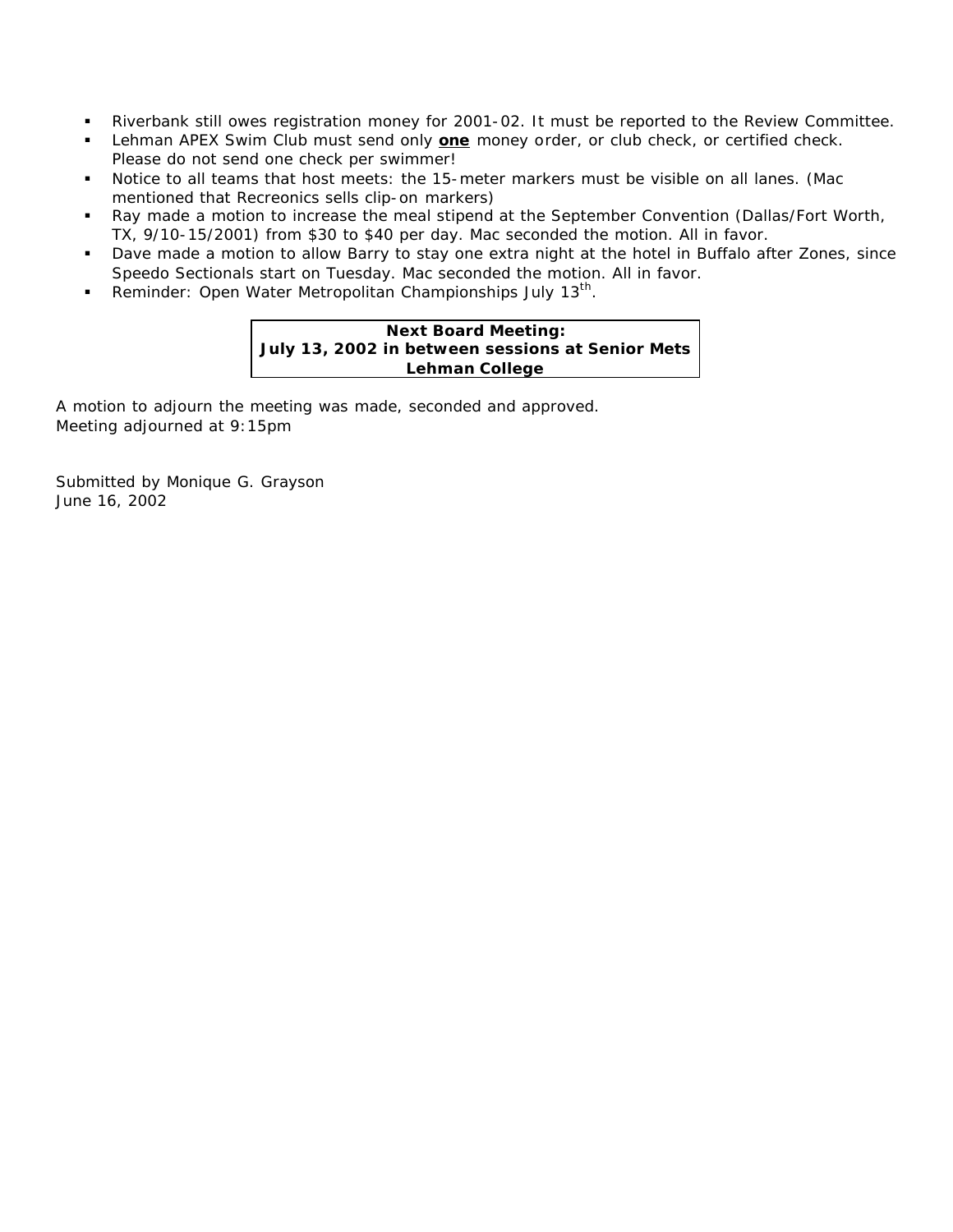- Riverbank still owes registration money for 2001-02. It must be reported to the Review Committee.
- Lehman APEX Swim Club must send only **<u>one</u>** money order, or club check, or certified check. Please do not send one check per swimmer!
- Notice to all teams that host meets: the 15-meter markers must be visible on all lanes. (Mac mentioned that Recreonics sells clip-on markers)
- Ray made a motion to increase the meal stipend at the September Convention (Dallas/Fort Worth, TX, 9/10-15/2001) from $30 to $40 per day. Mac seconded the motion. All in favor.
- Dave made a motion to allow Barry to stay one extra night at the hotel in Buffalo after Zones, since Speedo Sectionals start on Tuesday. Mac seconded the motion. All in favor.
- Reminder: Open Water Metropolitan Championships July 13th.

**Next Board Meeting:**
**July 13, 2002 in between sessions at Senior Mets**
**Lehman College**

A motion to adjourn the meeting was made, seconded and approved.
Meeting adjourned at 9:15pm

Submitted by Monique G. Grayson
June 16, 2002